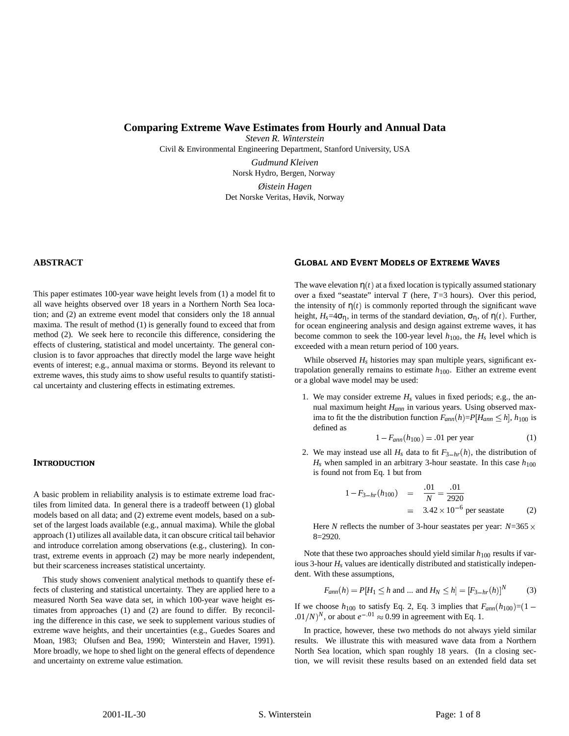# Comparing Extreme Wave Estimates from Hourly and Annual Data

*Steven R. Winterstein*
Civil & Environmental Engineering Department, Stanford University, USA

*Gudmund Kleiven*
Norsk Hydro, Bergen, Norway

*Øistein Hagen*
Det Norske Veritas, Høvik, Norway

## ABSTRACT

This paper estimates 100-year wave height levels from (1) a model fit to all wave heights observed over 18 years in a Northern North Sea location; and (2) an extreme event model that considers only the 18 annual maxima. The result of method (1) is generally found to exceed that from method (2). We seek here to reconcile this difference, considering the effects of clustering, statistical and model uncertainty. The general conclusion is to favor approaches that directly model the large wave height events of interest; e.g., annual maxima or storms. Beyond its relevant to extreme waves, this study aims to show useful results to quantify statistical uncertainty and clustering effects in estimating extremes.

## INTRODUCTION

A basic problem in reliability analysis is to estimate extreme load fractiles from limited data. In general there is a tradeoff between (1) global models based on all data; and (2) extreme event models, based on a subset of the largest loads available (e.g., annual maxima). While the global approach (1) utilizes all available data, it can obscure critical tail behavior and introduce correlation among observations (e.g., clustering). In contrast, extreme events in approach (2) may be more nearly independent, but their scarceness increases statistical uncertainty.

This study shows convenient analytical methods to quantify these effects of clustering and statistical uncertainty. They are applied here to a measured North Sea wave data set, in which 100-year wave height estimates from approaches (1) and (2) are found to differ. By reconciling the difference in this case, we seek to supplement various studies of extreme wave heights, and their uncertainties (e.g., Guedes Soares and Moan, 1983; Olufsen and Bea, 1990; Winterstein and Haver, 1991). More broadly, we hope to shed light on the general effects of dependence and uncertainty on extreme value estimation.

## GLOBAL AND EVENT MODELS OF EXTREME WAVES

The wave elevation $\eta(t)$ at a fixed location is typically assumed stationary over a fixed "seastate" interval $T$ (here, $T$=3 hours). Over this period, the intensity of $\eta(t)$ is commonly reported through the significant wave height, $H_s$=4$\sigma_\eta$, in terms of the standard deviation, $\sigma_\eta$, of $\eta(t)$. Further, for ocean engineering analysis and design against extreme waves, it has become common to seek the 100-year level $h_{100}$, the $H_s$ level which is exceeded with a mean return period of 100 years.

While observed $H_s$ histories may span multiple years, significant extrapolation generally remains to estimate $h_{100}$. Either an extreme event or a global wave model may be used:

1. We may consider extreme $H_s$ values in fixed periods; e.g., the annual maximum height $H_{ann}$ in various years. Using observed maxima to fit the the distribution function $F_{ann}(h)$=$P[H_{ann} \leq h]$, $h_{100}$ is defined as
$$1 - F_{ann}(h_{100}) = .01 \text{ per year} \tag{1}$$
2. We may instead use all $H_s$ data to fit $F_{3-hr}(h)$, the distribution of $H_s$ when sampled in an arbitrary 3-hour seastate. In this case $h_{100}$ is found not from Eq. 1 but from
$$\begin{aligned} 1 - F_{3-hr}(h_{100}) &= \frac{.01}{N} = \frac{.01}{2920} \\ &= 3.42 \times 10^{-6} \text{ per seastate} \end{aligned} \tag{2}$$
Here $N$ reflects the number of 3-hour seastates per year: $N$=365 $\times$ 8=2920.

Note that these two approaches should yield similar $h_{100}$ results if various 3-hour $H_s$ values are identically distributed and statistically independent. With these assumptions,

$$F_{ann}(h) = P[H_1 \leq h \text{ and ... and } H_N \leq h] = [F_{3-hr}(h)]^N \tag{3}$$

If we choose $h_{100}$ to satisfy Eq. 2, Eq. 3 implies that $F_{ann}(h_{100})$=$(1 - .01/N)^N$, or about $e^{-.01} \approx 0.99$ in agreement with Eq. 1.

In practice, however, these two methods do not always yield similar results. We illustrate this with measured wave data from a Northern North Sea location, which span roughly 18 years. (In a closing section, we will revisit these results based on an extended field data set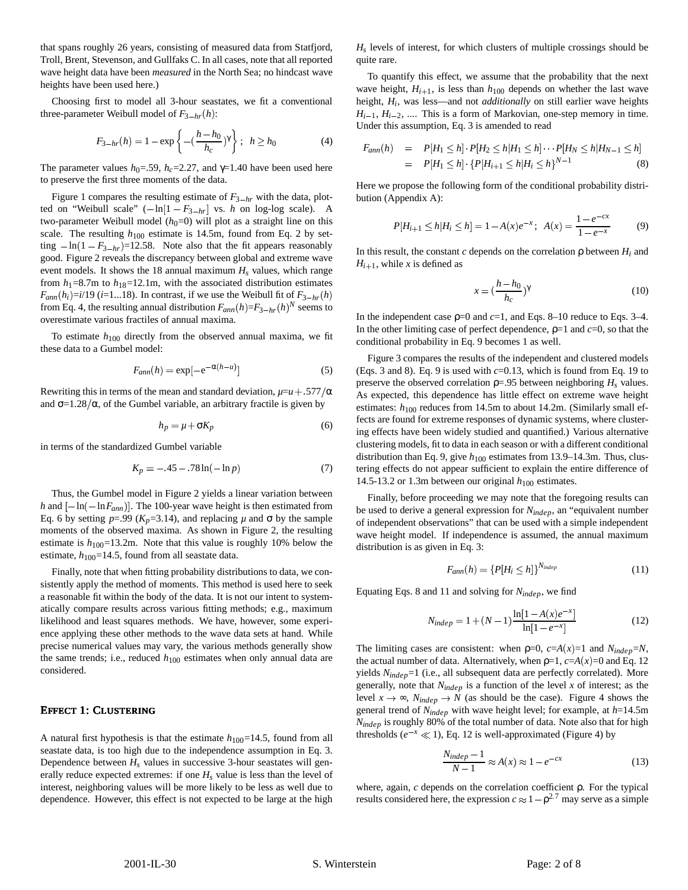that spans roughly 26 years, consisting of measured data from Statfjord, Troll, Brent, Stevenson, and Gullfaks C. In all cases, note that all reported wave height data have been *measured* in the North Sea; no hindcast wave heights have been used here.)

Choosing first to model all 3-hour seastates, we fit a conventional three-parameter Weibull model of $F_{3-hr}(h)$:

$$F_{3-hr}(h) = 1 - \exp\left\{-(\frac{h-h_0}{h_c})^{\gamma}\right\}; \;\; h \geq h_0 \tag{4}$$

The parameter values $h_0$=.59, $h_c$=2.27, and $\gamma$=1.40 have been used here to preserve the first three moments of the data.

Figure 1 compares the resulting estimate of $F_{3-hr}$ with the data, plotted on "Weibull scale" ($-\ln[1-F_{3-hr}]$ vs. $h$ on log-log scale). A two-parameter Weibull model ($h_0$=0) will plot as a straight line on this scale. The resulting $h_{100}$ estimate is 14.5m, found from Eq. 2 by setting $-\ln(1-F_{3-hr})$=12.58. Note also that the fit appears reasonably good. Figure 2 reveals the discrepancy between global and extreme wave event models. It shows the 18 annual maximum $H_s$ values, which range from $h_1$=8.7m to $h_{18}$=12.1m, with the associated distribution estimates $F_{ann}(h_i)$=$i$/19 ($i$=1...18). In contrast, if we use the Weibull fit of $F_{3-hr}(h)$ from Eq. 4, the resulting annual distribution $F_{ann}(h)$=$F_{3-hr}(h)^N$ seems to overestimate various fractiles of annual maxima.

To estimate $h_{100}$ directly from the observed annual maxima, we fit these data to a Gumbel model:

$$F_{ann}(h) = \exp[-e^{-\alpha(h-u)}] \tag{5}$$

Rewriting this in terms of the mean and standard deviation, $\mu$=$u+.577/\alpha$ and $\sigma$=$1.28/\alpha$, of the Gumbel variable, an arbitrary fractile is given by

$$h_p = \mu + \sigma K_p \tag{6}$$

in terms of the standardized Gumbel variable

$$K_p = -.45 - .78\ln(-\ln p) \tag{7}$$

Thus, the Gumbel model in Figure 2 yields a linear variation between $h$ and $[-\ln(-\ln F_{ann})]$. The 100-year wave height is then estimated from Eq. 6 by setting $p$=.99 ($K_p$=3.14), and replacing $\mu$ and $\sigma$ by the sample moments of the observed maxima. As shown in Figure 2, the resulting estimate is $h_{100}$=13.2m. Note that this value is roughly 10% below the estimate, $h_{100}$=14.5, found from all seastate data.

Finally, note that when fitting probability distributions to data, we consistently apply the method of moments. This method is used here to seek a reasonable fit within the body of the data. It is not our intent to systematically compare results across various fitting methods; e.g., maximum likelihood and least squares methods. We have, however, some experience applying these other methods to the wave data sets at hand. While precise numerical values may vary, the various methods generally show the same trends; i.e., reduced $h_{100}$ estimates when only annual data are considered.

## Effect 1: Clustering

A natural first hypothesis is that the estimate $h_{100}$=14.5, found from all seastate data, is too high due to the independence assumption in Eq. 3. Dependence between $H_s$ values in successive 3-hour seastates will generally reduce expected extremes: if one $H_s$ value is less than the level of interest, neighboring values will be more likely to be less as well due to dependence. However, this effect is not expected to be large at the high $H_s$ levels of interest, for which clusters of multiple crossings should be quite rare.

To quantify this effect, we assume that the probability that the next wave height, $H_{i+1}$, is less than $h_{100}$ depends on whether the last wave height, $H_i$, was less—and not *additionally* on still earlier wave heights $H_{i-1}$, $H_{i-2}$, .... This is a form of Markovian, one-step memory in time. Under this assumption, Eq. 3 is amended to read

$$\begin{aligned} F_{ann}(h) &= P[H_1 \leq h] \cdot P[H_2 \leq h | H_1 \leq h] \cdots P[H_N \leq h | H_{N-1} \leq h] \\ &= P[H_1 \leq h] \cdot \{P[H_{i+1} \leq h | H_i \leq h\}^{N-1} \end{aligned} \tag{8}$$

Here we propose the following form of the conditional probability distribution (Appendix A):

$$P[H_{i+1} \leq h | H_i \leq h] = 1 - A(x)e^{-x}; \;\; A(x) = \frac{1-e^{-cx}}{1-e^{-x}} \tag{9}$$

In this result, the constant $c$ depends on the correlation $\rho$ between $H_i$ and $H_{i+1}$, while $x$ is defined as

$$x = (\frac{h-h_0}{h_c})^{\gamma} \tag{10}$$

In the independent case $\rho$=0 and $c$=1, and Eqs. 8–10 reduce to Eqs. 3–4. In the other limiting case of perfect dependence, $\rho$=1 and $c$=0, so that the conditional probability in Eq. 9 becomes 1 as well.

Figure 3 compares the results of the independent and clustered models (Eqs. 3 and 8). Eq. 9 is used with $c$=0.13, which is found from Eq. 19 to preserve the observed correlation $\rho$=.95 between neighboring $H_s$ values. As expected, this dependence has little effect on extreme wave height estimates: $h_{100}$ reduces from 14.5m to about 14.2m. (Similarly small effects are found for extreme responses of dynamic systems, where clustering effects have been widely studied and quantified.) Various alternative clustering models, fit to data in each season or with a different conditional distribution than Eq. 9, give $h_{100}$ estimates from 13.9–14.3m. Thus, clustering effects do not appear sufficient to explain the entire difference of 14.5-13.2 or 1.3m between our original $h_{100}$ estimates.

Finally, before proceeding we may note that the foregoing results can be used to derive a general expression for $N_{indep}$, an "equivalent number of independent observations" that can be used with a simple independent wave height model. If independence is assumed, the annual maximum distribution is as given in Eq. 3:

$$F_{ann}(h) = \{P[H_i \leq h]\}^{N_{indep}} \tag{11}$$

Equating Eqs. 8 and 11 and solving for $N_{indep}$, we find

$$N_{indep} = 1 + (N-1)\frac{\ln[1-A(x)e^{-x}]}{\ln[1-e^{-x}]} \tag{12}$$

The limiting cases are consistent: when $\rho$=0, $c$=$A(x)$=1 and $N_{indep}$=$N$, the actual number of data. Alternatively, when $\rho$=1, $c$=$A(x)$=0 and Eq. 12 yields $N_{indep}$=1 (i.e., all subsequent data are perfectly correlated). More generally, note that $N_{indep}$ is a function of the level $x$ of interest; as the level $x \to \infty$, $N_{indep} \to N$ (as should be the case). Figure 4 shows the general trend of $N_{indep}$ with wave height level; for example, at $h$=14.5m $N_{indep}$ is roughly 80% of the total number of data. Note also that for high thresholds ($e^{-x} \ll 1$), Eq. 12 is well-approximated (Figure 4) by

$$\frac{N_{indep}-1}{N-1} \approx A(x) \approx 1 - e^{-cx} \tag{13}$$

where, again, $c$ depends on the correlation coefficient $\rho$. For the typical results considered here, the expression $c \approx 1-\rho^{2.7}$ may serve as a simple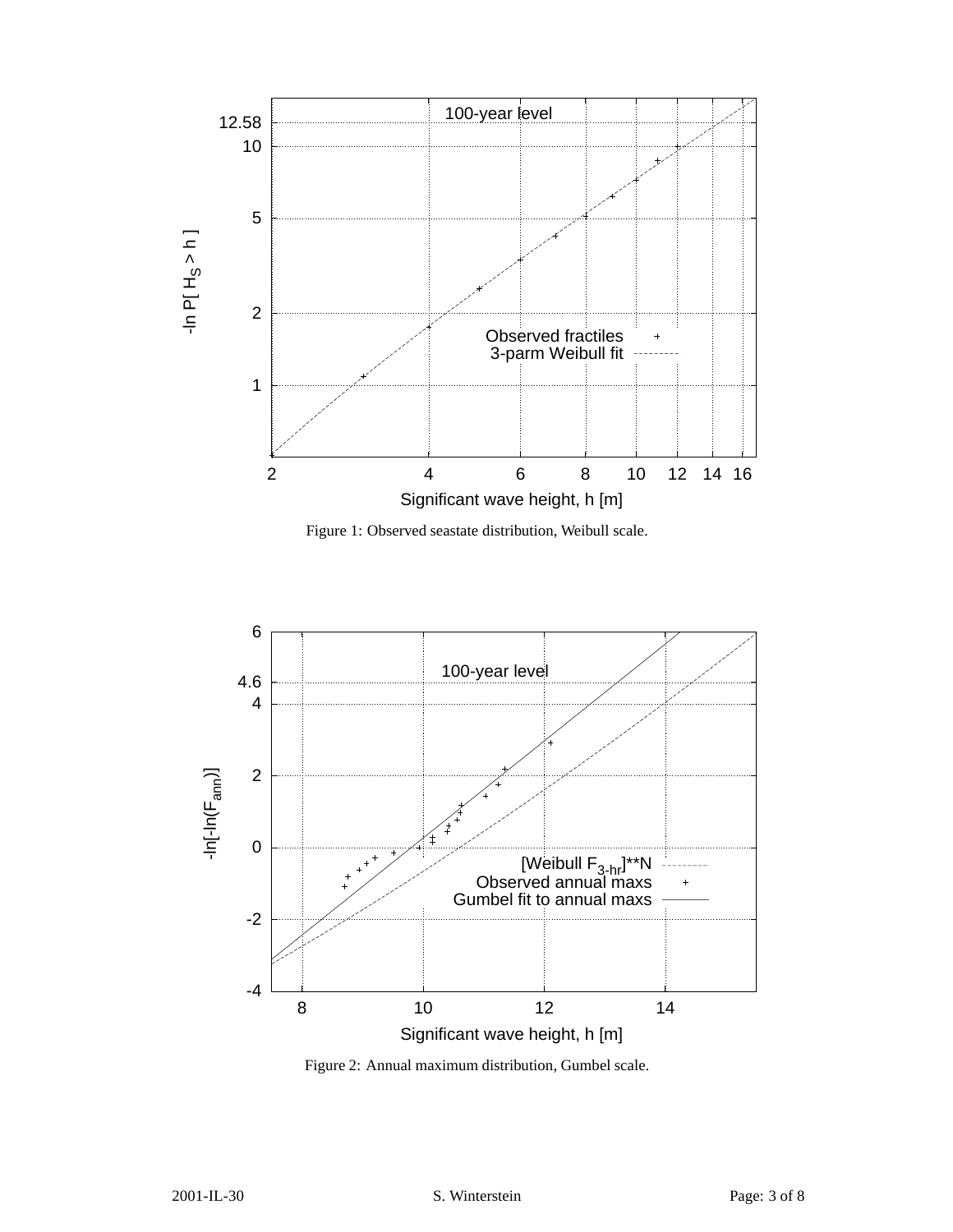Figure 1: Observed seastate distribution, Weibull scale.

Figure 2: Annual maximum distribution, Gumbel scale.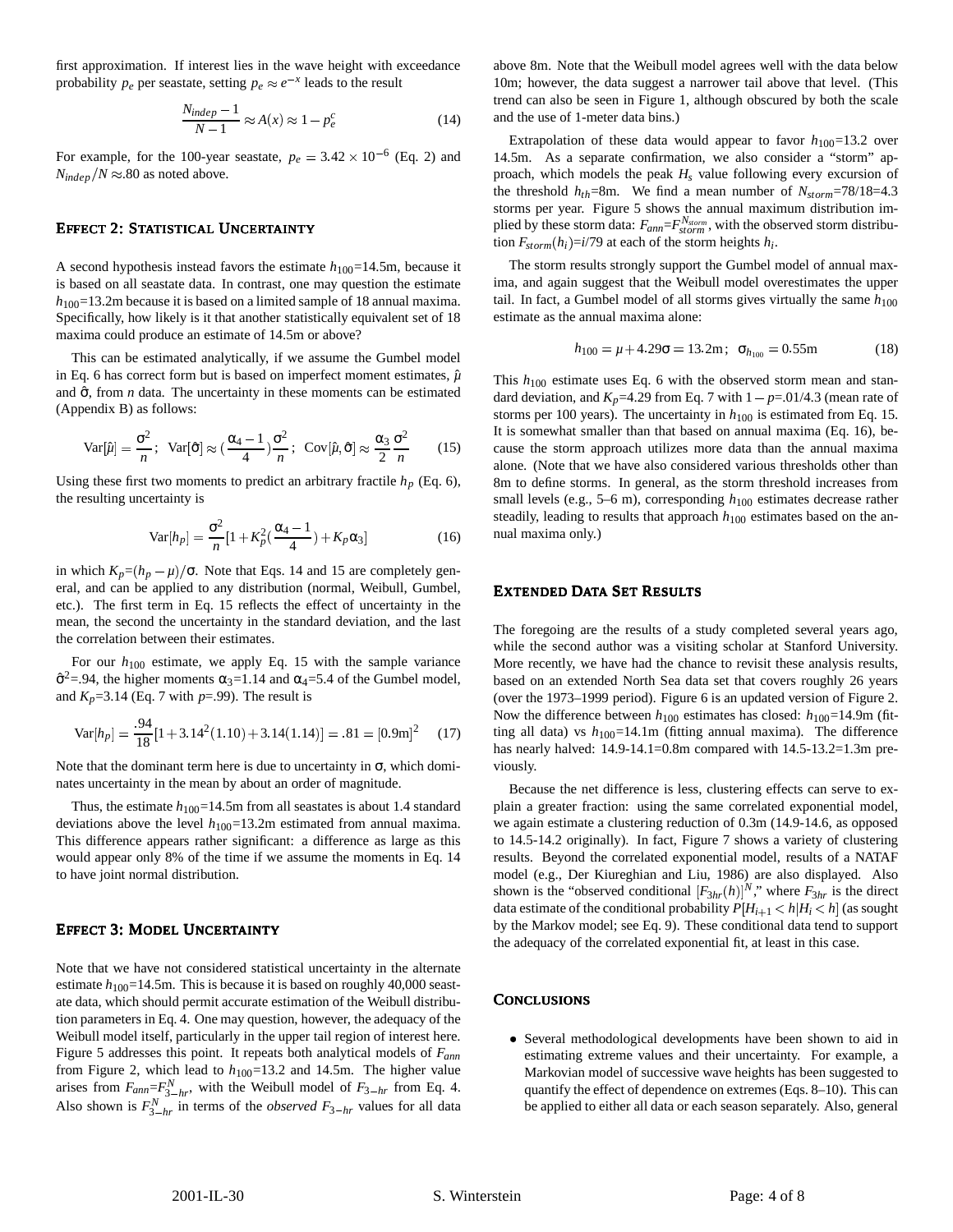first approximation. If interest lies in the wave height with exceedance probability $p_e$ per seastate, setting $p_e \approx e^{-x}$ leads to the result

$$\frac{N_{indep}-1}{N-1} \approx A(x) \approx 1 - p_e^c \tag{14}$$

For example, for the 100-year seastate, $p_e = 3.42 \times 10^{-6}$ (Eq. 2) and $N_{indep}/N \approx .80$ as noted above.

## Effect 2: Statistical Uncertainty

A second hypothesis instead favors the estimate $h_{100}$=14.5m, because it is based on all seastate data. In contrast, one may question the estimate $h_{100}$=13.2m because it is based on a limited sample of 18 annual maxima. Specifically, how likely is it that another statistically equivalent set of 18 maxima could produce an estimate of 14.5m or above?

This can be estimated analytically, if we assume the Gumbel model in Eq. 6 has correct form but is based on imperfect moment estimates, $\hat{\mu}$ and $\hat{\sigma}$, from $n$ data. The uncertainty in these moments can be estimated (Appendix B) as follows:

$$\text{Var}[\hat{\mu}] = \frac{\sigma^2}{n}; \ \ \text{Var}[\hat{\sigma}] \approx (\frac{\alpha_4 - 1}{4})\frac{\sigma^2}{n}; \ \ \text{Cov}[\hat{\mu},\hat{\sigma}] \approx \frac{\alpha_3}{2}\frac{\sigma^2}{n} \tag{15}$$

Using these first two moments to predict an arbitrary fractile $h_p$ (Eq. 6), the resulting uncertainty is

$$\text{Var}[h_p] = \frac{\sigma^2}{n}[1 + K_p^2(\frac{\alpha_4 - 1}{4}) + K_p\alpha_3] \tag{16}$$

in which $K_p$=$(h_p - \mu)/\sigma$. Note that Eqs. 14 and 15 are completely general, and can be applied to any distribution (normal, Weibull, Gumbel, etc.). The first term in Eq. 15 reflects the effect of uncertainty in the mean, the second the uncertainty in the standard deviation, and the last the correlation between their estimates.

For our $h_{100}$ estimate, we apply Eq. 15 with the sample variance $\hat{\sigma}^2$=.94, the higher moments $\alpha_3$=1.14 and $\alpha_4$=5.4 of the Gumbel model, and $K_p$=3.14 (Eq. 7 with $p$=.99). The result is

$$\text{Var}[h_p] = \frac{.94}{18}[1 + 3.14^2(1.10) + 3.14(1.14)] = .81 = [0.9\text{m}]^2 \tag{17}$$

Note that the dominant term here is due to uncertainty in $\sigma$, which dominates uncertainty in the mean by about an order of magnitude.

Thus, the estimate $h_{100}$=14.5m from all seastates is about 1.4 standard deviations above the level $h_{100}$=13.2m estimated from annual maxima. This difference appears rather significant: a difference as large as this would appear only 8% of the time if we assume the moments in Eq. 14 to have joint normal distribution.

## Effect 3: Model Uncertainty

Note that we have not considered statistical uncertainty in the alternate estimate $h_{100}$=14.5m. This is because it is based on roughly 40,000 seastate data, which should permit accurate estimation of the Weibull distribution parameters in Eq. 4. One may question, however, the adequacy of the Weibull model itself, particularly in the upper tail region of interest here. Figure 5 addresses this point. It repeats both analytical models of $F_{ann}$ from Figure 2, which lead to $h_{100}$=13.2 and 14.5m. The higher value arises from $F_{ann}$=$F_{3-hr}^N$, with the Weibull model of $F_{3-hr}$ from Eq. 4. Also shown is $F_{3-hr}^N$ in terms of the *observed* $F_{3-hr}$ values for all data above 8m. Note that the Weibull model agrees well with the data below 10m; however, the data suggest a narrower tail above that level. (This trend can also be seen in Figure 1, although obscured by both the scale and the use of 1-meter data bins.)

Extrapolation of these data would appear to favor $h_{100}$=13.2 over 14.5m. As a separate confirmation, we also consider a "storm" approach, which models the peak $H_s$ value following every excursion of the threshold $h_{th}$=8m. We find a mean number of $N_{storm}$=78/18=4.3 storms per year. Figure 5 shows the annual maximum distribution implied by these storm data: $F_{ann}$=$F_{storm}^{N_{storm}}$, with the observed storm distribution $F_{storm}(h_i)$=$i$/79 at each of the storm heights $h_i$.

The storm results strongly support the Gumbel model of annual maxima, and again suggest that the Weibull model overestimates the upper tail. In fact, a Gumbel model of all storms gives virtually the same $h_{100}$ estimate as the annual maxima alone:

$$h_{100} = \mu + 4.29\sigma = 13.2\text{m}; \ \ \sigma_{h_{100}} = 0.55\text{m} \tag{18}$$

This $h_{100}$ estimate uses Eq. 6 with the observed storm mean and standard deviation, and $K_p$=4.29 from Eq. 7 with $1-p$=.01/4.3 (mean rate of storms per 100 years). The uncertainty in $h_{100}$ is estimated from Eq. 15. It is somewhat smaller than that based on annual maxima (Eq. 16), because the storm approach utilizes more data than the annual maxima alone. (Note that we have also considered various thresholds other than 8m to define storms. In general, as the storm threshold increases from small levels (e.g., 5–6 m), corresponding $h_{100}$ estimates decrease rather steadily, leading to results that approach $h_{100}$ estimates based on the annual maxima only.)

## Extended Data Set Results

The foregoing are the results of a study completed several years ago, while the second author was a visiting scholar at Stanford University. More recently, we have had the chance to revisit these analysis results, based on an extended North Sea data set that covers roughly 26 years (over the 1973–1999 period). Figure 6 is an updated version of Figure 2. Now the difference between $h_{100}$ estimates has closed: $h_{100}$=14.9m (fitting all data) vs $h_{100}$=14.1m (fitting annual maxima). The difference has nearly halved: 14.9-14.1=0.8m compared with 14.5-13.2=1.3m previously.

Because the net difference is less, clustering effects can serve to explain a greater fraction: using the same correlated exponential model, we again estimate a clustering reduction of 0.3m (14.9-14.6, as opposed to 14.5-14.2 originally). In fact, Figure 7 shows a variety of clustering results. Beyond the correlated exponential model, results of a NATAF model (e.g., Der Kiureghian and Liu, 1986) are also displayed. Also shown is the "observed conditional $[F_{3hr}(h)]^N$," where $F_{3hr}$ is the direct data estimate of the conditional probability $P[H_{i+1} < h | H_i < h]$ (as sought by the Markov model; see Eq. 9). These conditional data tend to support the adequacy of the correlated exponential fit, at least in this case.

## Conclusions

- Several methodological developments have been shown to aid in estimating extreme values and their uncertainty. For example, a Markovian model of successive wave heights has been suggested to quantify the effect of dependence on extremes (Eqs. 8–10). This can be applied to either all data or each season separately. Also, general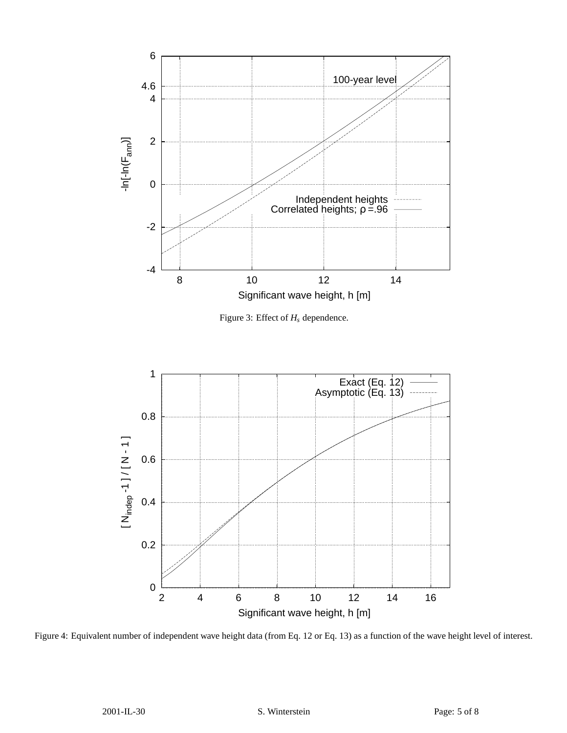Figure 3: Effect of $H_s$ dependence.

Figure 4: Equivalent number of independent wave height data (from Eq. 12 or Eq. 13) as a function of the wave height level of interest.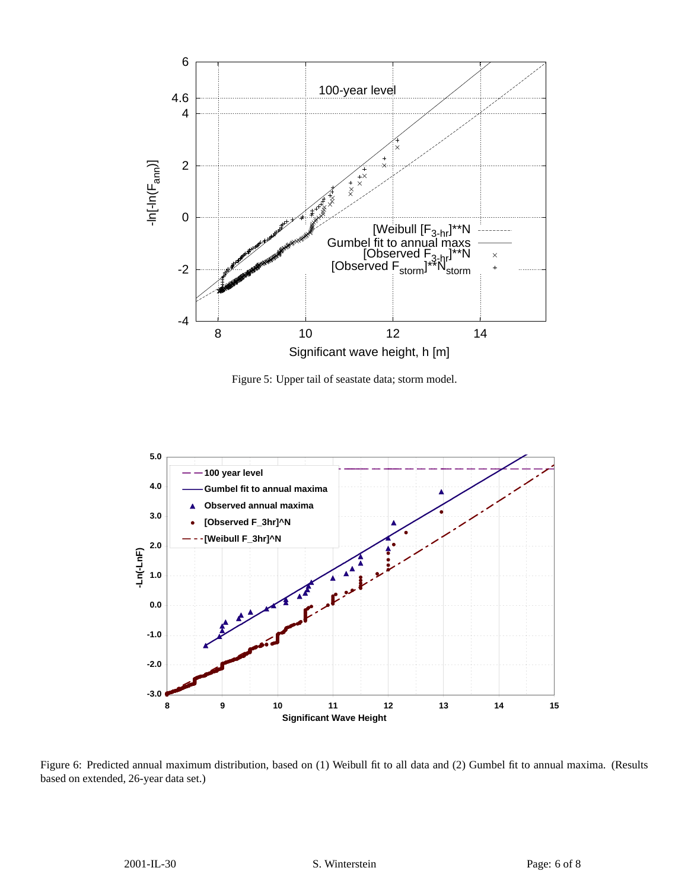Figure 5: Upper tail of seastate data; storm model.

Figure 6: Predicted annual maximum distribution, based on (1) Weibull fit to all data and (2) Gumbel fit to annual maxima. (Results based on extended, 26-year data set.)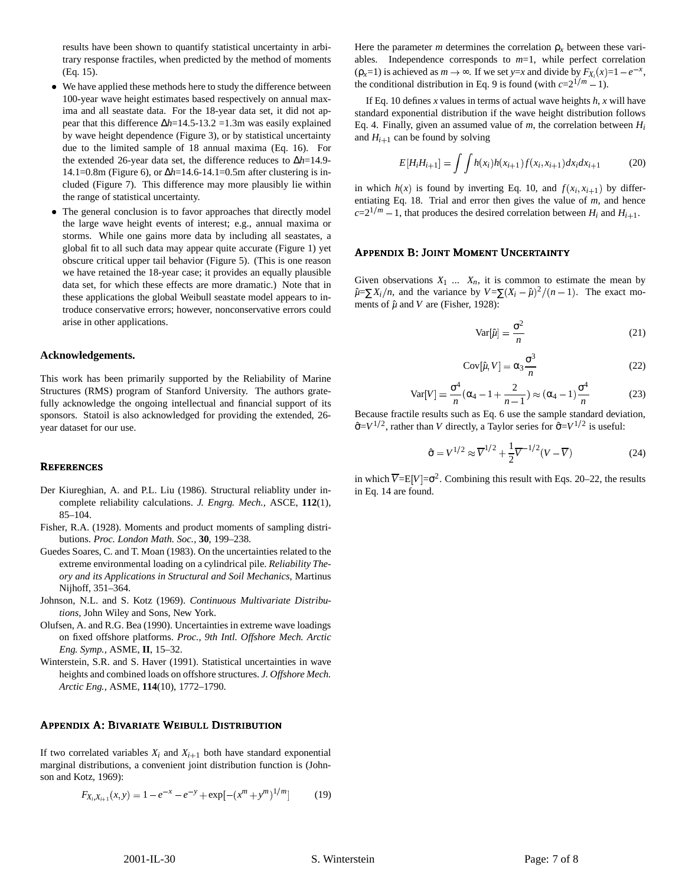results have been shown to quantify statistical uncertainty in arbitrary response fractiles, when predicted by the method of moments (Eq. 15).

- We have applied these methods here to study the difference between 100-year wave height estimates based respectively on annual maxima and all seastate data. For the 18-year data set, it did not appear that this difference $\Delta h$=14.5-13.2 =1.3m was easily explained by wave height dependence (Figure 3), or by statistical uncertainty due to the limited sample of 18 annual maxima (Eq. 16). For the extended 26-year data set, the difference reduces to $\Delta h$=14.9-14.1=0.8m (Figure 6), or $\Delta h$=14.6-14.1=0.5m after clustering is included (Figure 7). This difference may more plausibly lie within the range of statistical uncertainty.
- The general conclusion is to favor approaches that directly model the large wave height events of interest; e.g., annual maxima or storms. While one gains more data by including all seastates, a global fit to all such data may appear quite accurate (Figure 1) yet obscure critical upper tail behavior (Figure 5). (This is one reason we have retained the 18-year case; it provides an equally plausible data set, for which these effects are more dramatic.) Note that in these applications the global Weibull seastate model appears to introduce conservative errors; however, nonconservative errors could arise in other applications.

### Acknowledgements.

This work has been primarily supported by the Reliability of Marine Structures (RMS) program of Stanford University. The authors gratefully acknowledge the ongoing intellectual and financial support of its sponsors. Statoil is also acknowledged for providing the extended, 26-year dataset for our use.

## References

Der Kiureghian, A. and P.L. Liu (1986). Structural reliablity under incomplete reliability calculations. *J. Engrg. Mech.*, ASCE, **112**(1), 85–104.

Fisher, R.A. (1928). Moments and product moments of sampling distributions. *Proc. London Math. Soc.*, **30**, 199–238.

Guedes Soares, C. and T. Moan (1983). On the uncertainties related to the extreme environmental loading on a cylindrical pile. *Reliability Theory and its Applications in Structural and Soil Mechanics*, Martinus Nijhoff, 351–364.

Johnson, N.L. and S. Kotz (1969). *Continuous Multivariate Distributions*, John Wiley and Sons, New York.

Olufsen, A. and R.G. Bea (1990). Uncertainties in extreme wave loadings on fixed offshore platforms. *Proc., 9th Intl. Offshore Mech. Arctic Eng. Symp.*, ASME, **II**, 15–32.

Winterstein, S.R. and S. Haver (1991). Statistical uncertainties in wave heights and combined loads on offshore structures. *J. Offshore Mech. Arctic Eng.*, ASME, **114**(10), 1772–1790.

## Appendix A: Bivariate Weibull Distribution

If two correlated variables $X_i$ and $X_{i+1}$ both have standard exponential marginal distributions, a convenient joint distribution function is (Johnson and Kotz, 1969):

$$F_{X_i,X_{i+1}}(x,y) = 1 - e^{-x} - e^{-y} + \exp[-(x^m + y^m)^{1/m}] \qquad (19)$$

Here the parameter $m$ determines the correlation $\rho_x$ between these variables. Independence corresponds to $m$=1, while perfect correlation ($\rho_x$=1) is achieved as $m \to \infty$. If we set $y$=$x$ and divide by $F_{X_i}(x)$=$1-e^{-x}$, the conditional distribution in Eq. 9 is found (with $c$=$2^{1/m}-1$).

If Eq. 10 defines $x$ values in terms of actual wave heights $h$, $x$ will have standard exponential distribution if the wave height distribution follows Eq. 4. Finally, given an assumed value of $m$, the correlation between $H_i$ and $H_{i+1}$ can be found by solving

$$E[H_i H_{i+1}] = \int\int h(x_i) h(x_{i+1}) f(x_i, x_{i+1}) dx_i dx_{i+1} \qquad (20)$$

in which $h(x)$ is found by inverting Eq. 10, and $f(x_i, x_{i+1})$ by differentiating Eq. 18. Trial and error then gives the value of $m$, and hence $c$=$2^{1/m}-1$, that produces the desired correlation between $H_i$ and $H_{i+1}$.

## Appendix B: Joint Moment Uncertainty

Given observations $X_1$ ... $X_n$, it is common to estimate the mean by $\hat{\mu}$=$\sum X_i/n$, and the variance by $V$=$\sum(X_i - \hat{\mu})^2/(n-1)$. The exact moments of $\hat{\mu}$ and $V$ are (Fisher, 1928):

$$\text{Var}[\hat{\mu}] = \frac{\sigma^2}{n} \qquad (21)$$

$$\text{Cov}[\hat{\mu}, V] = \alpha_3 \frac{\sigma^3}{n} \qquad (22)$$

$$\text{Var}[V] = \frac{\sigma^4}{n}(\alpha_4 - 1 + \frac{2}{n-1}) \approx (\alpha_4 - 1)\frac{\sigma^4}{n} \qquad (23)$$

Because fractile results such as Eq. 6 use the sample standard deviation, $\hat{\sigma}$=$V^{1/2}$, rather than $V$ directly, a Taylor series for $\hat{\sigma}$=$V^{1/2}$ is useful:

$$\hat{\sigma} = V^{1/2} \approx \overline{V}^{1/2} + \frac{1}{2}\overline{V}^{-1/2}(V - \overline{V}) \qquad (24)$$

in which $\overline{V}$=E[$V$]=$\sigma^2$. Combining this result with Eqs. 20–22, the results in Eq. 14 are found.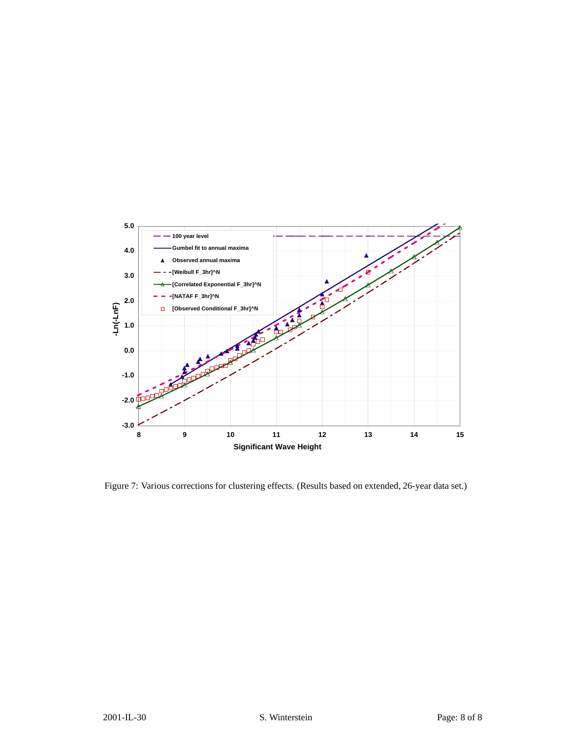100 year level

Gumbel fit to annual maxima

Observed annual maxima

[Weibull F_3hr]^N

[Correlated Exponential F_3hr]^N

[NATAF F_3hr]^N

[Observed Conditional F_3hr]^N

-Ln(-LnF)

5.0
4.0
3.0
2.0
1.0
0.0
-1.0
-2.0
-3.0

8
9
10
11
12
13
14
15

Significant Wave Height

Figure 7: Various corrections for clustering effects. (Results based on extended, 26-year data set.)